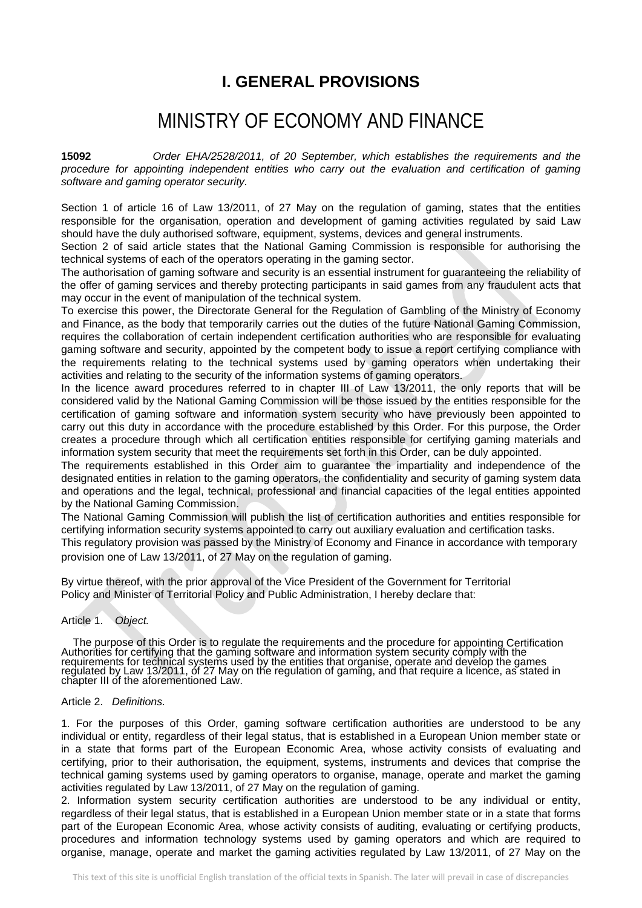# I. GENERAL PROVISIONS

# MINISTRY OF ECONOMY AND FINANCE

**15092** *Order EHA/2528/2011, of 20 September, which establishes the requirements and the procedure for appointing independent entities who carry out the evaluation and certification of gaming software and gaming operator security.*

Section 1 of article 16 of Law 13/2011, of 27 May on the regulation of gaming, states that the entities responsible for the organisation, operation and development of gaming activities regulated by said Law should have the duly authorised software, equipment, systems, devices and general instruments.

Section 2 of said article states that the National Gaming Commission is responsible for authorising the technical systems of each of the operators operating in the gaming sector.

The authorisation of gaming software and security is an essential instrument for guaranteeing the reliability of the offer of gaming services and thereby protecting participants in said games from any fraudulent acts that may occur in the event of manipulation of the technical system.

To exercise this power, the Directorate General for the Regulation of Gambling of the Ministry of Economy and Finance, as the body that temporarily carries out the duties of the future National Gaming Commission, requires the collaboration of certain independent certification authorities who are responsible for evaluating gaming software and security, appointed by the competent body to issue a report certifying compliance with the requirements relating to the technical systems used by gaming operators when undertaking their activities and relating to the security of the information systems of gaming operators.

In the licence award procedures referred to in chapter III of Law 13/2011, the only reports that will be considered valid by the National Gaming Commission will be those issued by the entities responsible for the certification of gaming software and information system security who have previously been appointed to carry out this duty in accordance with the procedure established by this Order. For this purpose, the Order creates a procedure through which all certification entities responsible for certifying gaming materials and information system security that meet the requirements set forth in this Order, can be duly appointed.

The requirements established in this Order aim to guarantee the impartiality and independence of the designated entities in relation to the gaming operators, the confidentiality and security of gaming system data and operations and the legal, technical, professional and financial capacities of the legal entities appointed by the National Gaming Commission.

The National Gaming Commission will publish the list of certification authorities and entities responsible for certifying information security systems appointed to carry out auxiliary evaluation and certification tasks.

This regulatory provision was passed by the Ministry of Economy and Finance in accordance with temporary provision one of Law 13/2011, of 27 May on the regulation of gaming.

By virtue thereof, with the prior approval of the Vice President of the Government for Territorial Policy and Minister of Territorial Policy and Public Administration, I hereby declare that:

Article 1. *Object.*

The purpose of this Order is to regulate the requirements and the procedure for appointing Certification Authorities for certifying that the gaming software and information system security comply with the requirements for technical systems used by the entities that organise, operate and develop the games regulated by Law 13/2011, of 27 May on the regulation of gaming, and that require a licence, as stated in chapter III of the aforementioned Law.

Article 2. *Definitions.*

1. For the purposes of this Order, gaming software certification authorities are understood to be any individual or entity, regardless of their legal status, that is established in a European Union member state or in a state that forms part of the European Economic Area, whose activity consists of evaluating and certifying, prior to their authorisation, the equipment, systems, instruments and devices that comprise the technical gaming systems used by gaming operators to organise, manage, operate and market the gaming activities regulated by Law 13/2011, of 27 May on the regulation of gaming.

2. Information system security certification authorities are understood to be any individual or entity, regardless of their legal status, that is established in a European Union member state or in a state that forms part of the European Economic Area, whose activity consists of auditing, evaluating or certifying products, procedures and information technology systems used by gaming operators and which are required to organise, manage, operate and market the gaming activities regulated by Law 13/2011, of 27 May on the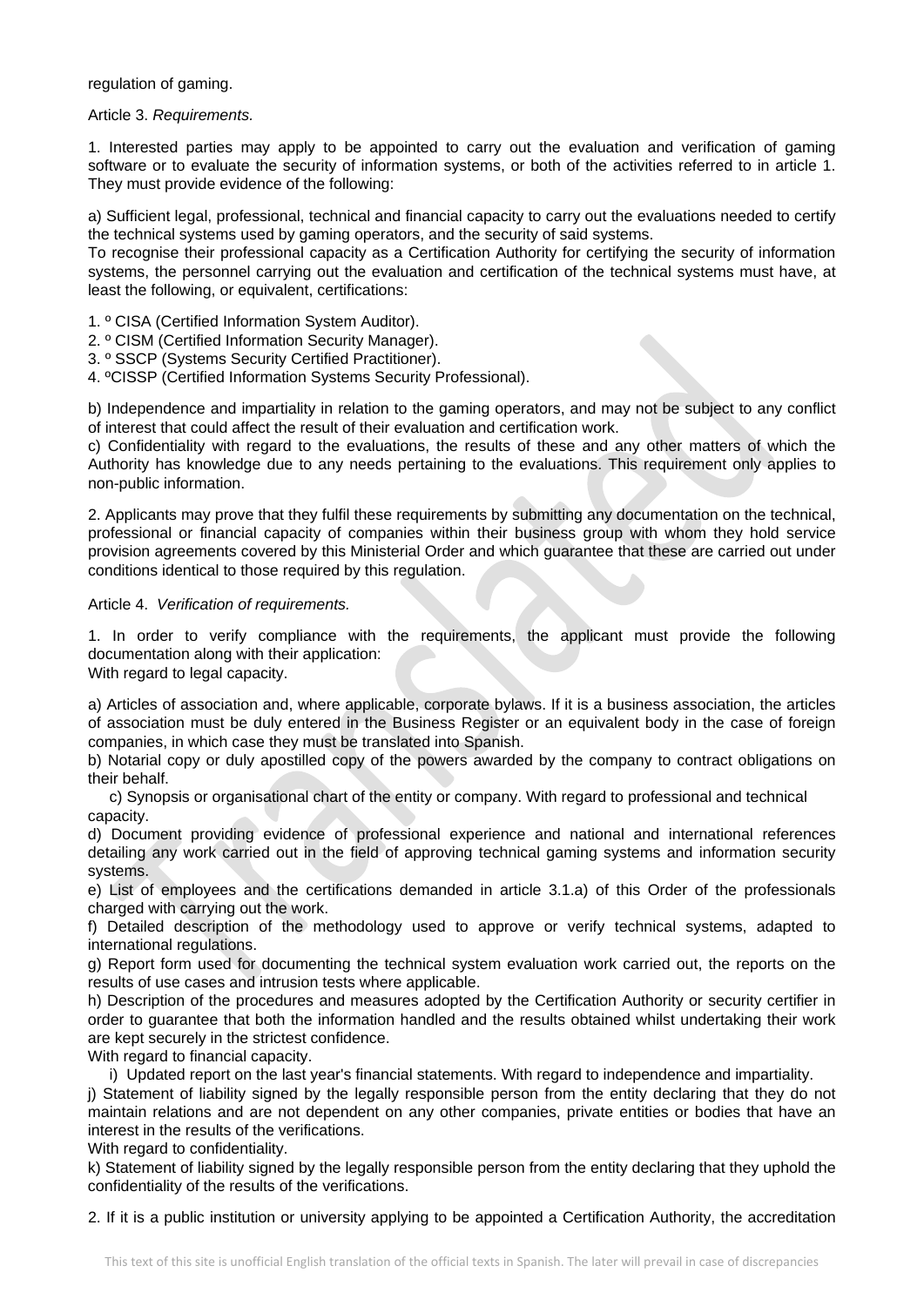regulation of gaming.

Article 3. *Requirements.*

1. Interested parties may apply to be appointed to carry out the evaluation and verification of gaming software or to evaluate the security of information systems, or both of the activities referred to in article 1. They must provide evidence of the following:

a) Sufficient legal, professional, technical and financial capacity to carry out the evaluations needed to certify the technical systems used by gaming operators, and the security of said systems.
To recognise their professional capacity as a Certification Authority for certifying the security of information systems, the personnel carrying out the evaluation and certification of the technical systems must have, at least the following, or equivalent, certifications:

1. º CISA (Certified Information System Auditor).
2. º CISM (Certified Information Security Manager).
3. º SSCP (Systems Security Certified Practitioner).
4. ºCISSP (Certified Information Systems Security Professional).

b) Independence and impartiality in relation to the gaming operators, and may not be subject to any conflict of interest that could affect the result of their evaluation and certification work.
c) Confidentiality with regard to the evaluations, the results of these and any other matters of which the Authority has knowledge due to any needs pertaining to the evaluations. This requirement only applies to non-public information.

2. Applicants may prove that they fulfil these requirements by submitting any documentation on the technical, professional or financial capacity of companies within their business group with whom they hold service provision agreements covered by this Ministerial Order and which guarantee that these are carried out under conditions identical to those required by this regulation.

Article 4. *Verification of requirements.*

1. In order to verify compliance with the requirements, the applicant must provide the following documentation along with their application:
With regard to legal capacity.

a) Articles of association and, where applicable, corporate bylaws. If it is a business association, the articles of association must be duly entered in the Business Register or an equivalent body in the case of foreign companies, in which case they must be translated into Spanish.
b) Notarial copy or duly apostilled copy of the powers awarded by the company to contract obligations on their behalf.
c) Synopsis or organisational chart of the entity or company. With regard to professional and technical capacity.
d) Document providing evidence of professional experience and national and international references detailing any work carried out in the field of approving technical gaming systems and information security systems.
e) List of employees and the certifications demanded in article 3.1.a) of this Order of the professionals charged with carrying out the work.
f) Detailed description of the methodology used to approve or verify technical systems, adapted to international regulations.
g) Report form used for documenting the technical system evaluation work carried out, the reports on the results of use cases and intrusion tests where applicable.
h) Description of the procedures and measures adopted by the Certification Authority or security certifier in order to guarantee that both the information handled and the results obtained whilst undertaking their work are kept securely in the strictest confidence.
With regard to financial capacity.
i) Updated report on the last year's financial statements. With regard to independence and impartiality.
j) Statement of liability signed by the legally responsible person from the entity declaring that they do not maintain relations and are not dependent on any other companies, private entities or bodies that have an interest in the results of the verifications.
With regard to confidentiality.
k) Statement of liability signed by the legally responsible person from the entity declaring that they uphold the confidentiality of the results of the verifications.

2. If it is a public institution or university applying to be appointed a Certification Authority, the accreditation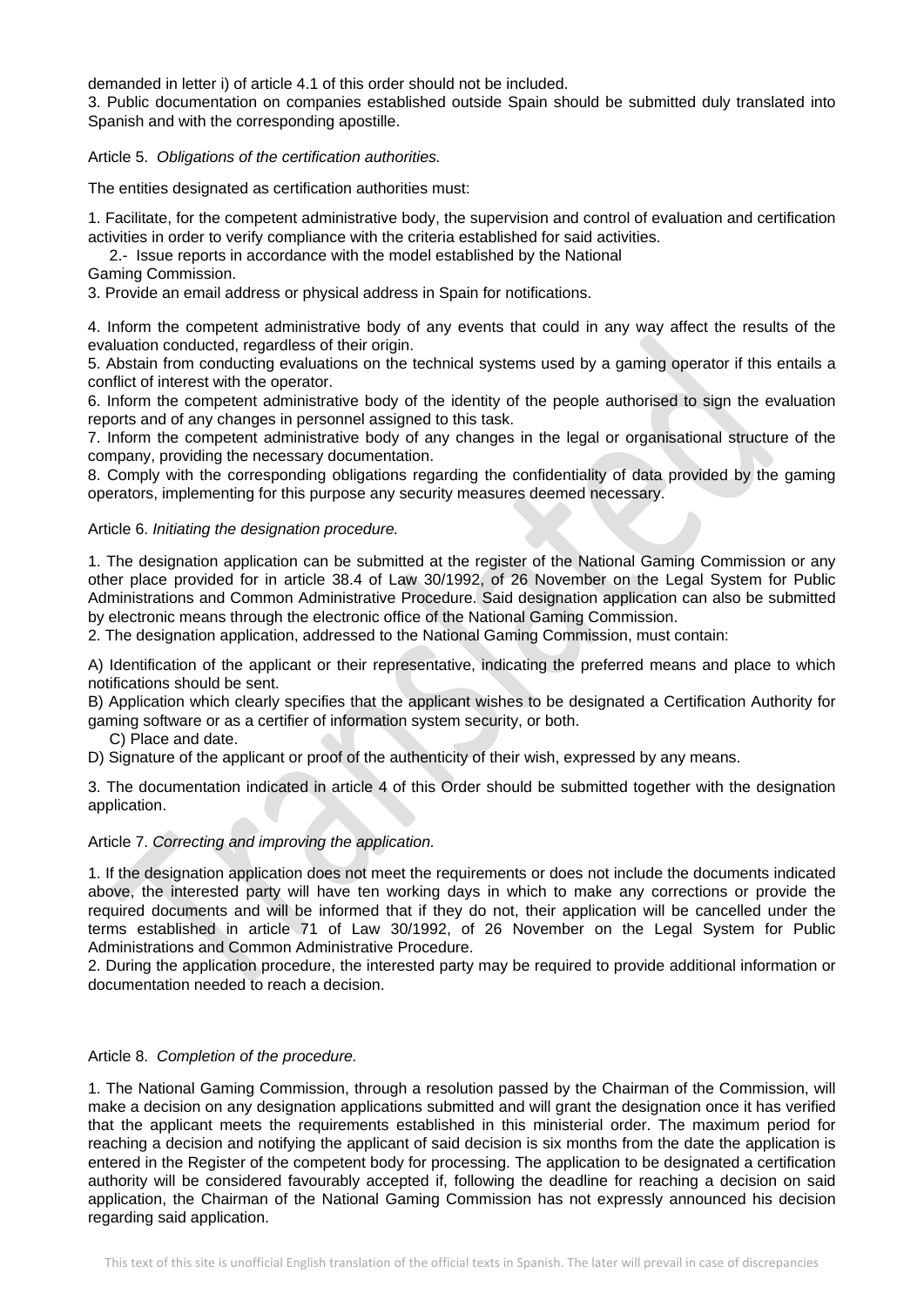demanded in letter i) of article 4.1 of this order should not be included.

3. Public documentation on companies established outside Spain should be submitted duly translated into Spanish and with the corresponding apostille.

Article 5. *Obligations of the certification authorities.*

The entities designated as certification authorities must:

1. Facilitate, for the competent administrative body, the supervision and control of evaluation and certification activities in order to verify compliance with the criteria established for said activities.
2. Issue reports in accordance with the model established by the National Gaming Commission.
3. Provide an email address or physical address in Spain for notifications.
4. Inform the competent administrative body of any events that could in any way affect the results of the evaluation conducted, regardless of their origin.
5. Abstain from conducting evaluations on the technical systems used by a gaming operator if this entails a conflict of interest with the operator.
6. Inform the competent administrative body of the identity of the people authorised to sign the evaluation reports and of any changes in personnel assigned to this task.
7. Inform the competent administrative body of any changes in the legal or organisational structure of the company, providing the necessary documentation.
8. Comply with the corresponding obligations regarding the confidentiality of data provided by the gaming operators, implementing for this purpose any security measures deemed necessary.

Article 6. *Initiating the designation procedure.*

1. The designation application can be submitted at the register of the National Gaming Commission or any other place provided for in article 38.4 of Law 30/1992, of 26 November on the Legal System for Public Administrations and Common Administrative Procedure. Said designation application can also be submitted by electronic means through the electronic office of the National Gaming Commission.

2. The designation application, addressed to the National Gaming Commission, must contain:

A) Identification of the applicant or their representative, indicating the preferred means and place to which notifications should be sent.

B) Application which clearly specifies that the applicant wishes to be designated a Certification Authority for gaming software or as a certifier of information system security, or both.

C) Place and date.

D) Signature of the applicant or proof of the authenticity of their wish, expressed by any means.

3. The documentation indicated in article 4 of this Order should be submitted together with the designation application.

Article 7. *Correcting and improving the application.*

1. If the designation application does not meet the requirements or does not include the documents indicated above, the interested party will have ten working days in which to make any corrections or provide the required documents and will be informed that if they do not, their application will be cancelled under the terms established in article 71 of Law 30/1992, of 26 November on the Legal System for Public Administrations and Common Administrative Procedure.

2. During the application procedure, the interested party may be required to provide additional information or documentation needed to reach a decision.

Article 8. *Completion of the procedure.*

1. The National Gaming Commission, through a resolution passed by the Chairman of the Commission, will make a decision on any designation applications submitted and will grant the designation once it has verified that the applicant meets the requirements established in this ministerial order. The maximum period for reaching a decision and notifying the applicant of said decision is six months from the date the application is entered in the Register of the competent body for processing. The application to be designated a certification authority will be considered favourably accepted if, following the deadline for reaching a decision on said application, the Chairman of the National Gaming Commission has not expressly announced his decision regarding said application.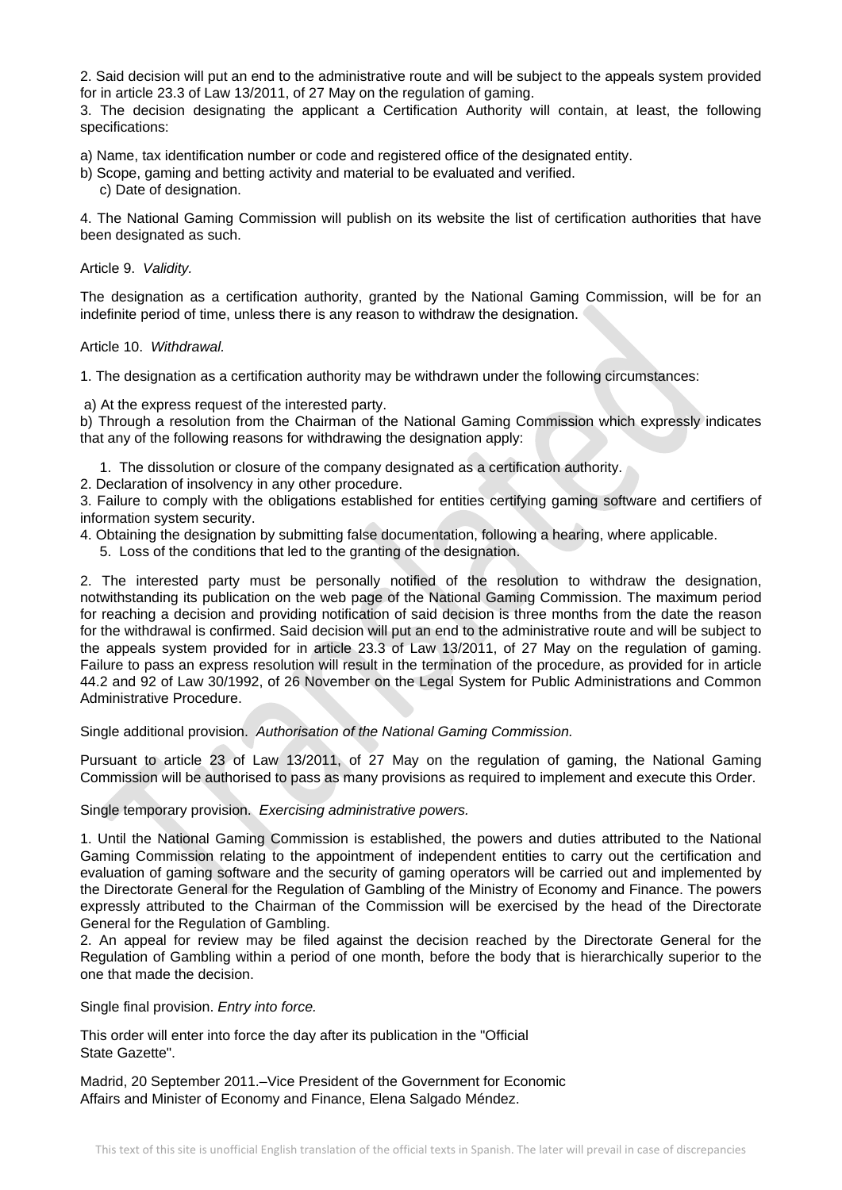2. Said decision will put an end to the administrative route and will be subject to the appeals system provided for in article 23.3 of Law 13/2011, of 27 May on the regulation of gaming.

3. The decision designating the applicant a Certification Authority will contain, at least, the following specifications:

a) Name, tax identification number or code and registered office of the designated entity.
b) Scope, gaming and betting activity and material to be evaluated and verified.
c) Date of designation.

4. The National Gaming Commission will publish on its website the list of certification authorities that have been designated as such.

Article 9. *Validity.*

The designation as a certification authority, granted by the National Gaming Commission, will be for an indefinite period of time, unless there is any reason to withdraw the designation.

Article 10. *Withdrawal.*

1. The designation as a certification authority may be withdrawn under the following circumstances:

a) At the express request of the interested party.
b) Through a resolution from the Chairman of the National Gaming Commission which expressly indicates that any of the following reasons for withdrawing the designation apply:

1. The dissolution or closure of the company designated as a certification authority.
2. Declaration of insolvency in any other procedure.
3. Failure to comply with the obligations established for entities certifying gaming software and certifiers of information system security.
4. Obtaining the designation by submitting false documentation, following a hearing, where applicable.
5. Loss of the conditions that led to the granting of the designation.

2. The interested party must be personally notified of the resolution to withdraw the designation, notwithstanding its publication on the web page of the National Gaming Commission. The maximum period for reaching a decision and providing notification of said decision is three months from the date the reason for the withdrawal is confirmed. Said decision will put an end to the administrative route and will be subject to the appeals system provided for in article 23.3 of Law 13/2011, of 27 May on the regulation of gaming. Failure to pass an express resolution will result in the termination of the procedure, as provided for in article 44.2 and 92 of Law 30/1992, of 26 November on the Legal System for Public Administrations and Common Administrative Procedure.

Single additional provision. *Authorisation of the National Gaming Commission.*

Pursuant to article 23 of Law 13/2011, of 27 May on the regulation of gaming, the National Gaming Commission will be authorised to pass as many provisions as required to implement and execute this Order.

Single temporary provision. *Exercising administrative powers.*

1. Until the National Gaming Commission is established, the powers and duties attributed to the National Gaming Commission relating to the appointment of independent entities to carry out the certification and evaluation of gaming software and the security of gaming operators will be carried out and implemented by the Directorate General for the Regulation of Gambling of the Ministry of Economy and Finance. The powers expressly attributed to the Chairman of the Commission will be exercised by the head of the Directorate General for the Regulation of Gambling.

2. An appeal for review may be filed against the decision reached by the Directorate General for the Regulation of Gambling within a period of one month, before the body that is hierarchically superior to the one that made the decision.

Single final provision. *Entry into force.*

This order will enter into force the day after its publication in the "Official State Gazette".

Madrid, 20 September 2011.–Vice President of the Government for Economic Affairs and Minister of Economy and Finance, Elena Salgado Méndez.

This text of this site is unofficial English translation of the official texts in Spanish. The later will prevail in case of discrepancies